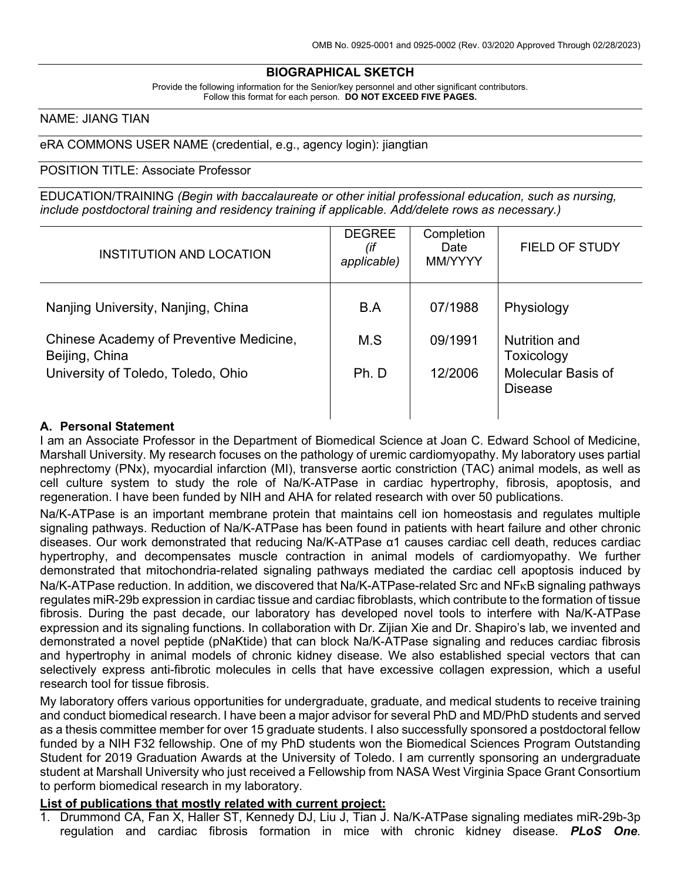OMB No. 0925-0001 and 0925-0002 (Rev. 03/2020 Approved Through 02/28/2023)

# BIOGRAPHICAL SKETCH

Provide the following information for the Senior/key personnel and other significant contributors.
Follow this format for each person. **DO NOT EXCEED FIVE PAGES.**

NAME: JIANG TIAN

eRA COMMONS USER NAME (credential, e.g., agency login): jiangtian

POSITION TITLE: Associate Professor

EDUCATION/TRAINING *(Begin with baccalaureate or other initial professional education, such as nursing, include postdoctoral training and residency training if applicable. Add/delete rows as necessary.)*

| INSTITUTION AND LOCATION | DEGREE *(if applicable)* | Completion Date MM/YYYY | FIELD OF STUDY |
|---|---|---|---|
| Nanjing University, Nanjing, China | B.A | 07/1988 | Physiology |
| Chinese Academy of Preventive Medicine, Beijing, China | M.S | 09/1991 | Nutrition and Toxicology |
| University of Toledo, Toledo, Ohio | Ph. D | 12/2006 | Molecular Basis of Disease |

**A. Personal Statement**

I am an Associate Professor in the Department of Biomedical Science at Joan C. Edward School of Medicine, Marshall University. My research focuses on the pathology of uremic cardiomyopathy. My laboratory uses partial nephrectomy (PNx), myocardial infarction (MI), transverse aortic constriction (TAC) animal models, as well as cell culture system to study the role of Na/K-ATPase in cardiac hypertrophy, fibrosis, apoptosis, and regeneration. I have been funded by NIH and AHA for related research with over 50 publications.

Na/K-ATPase is an important membrane protein that maintains cell ion homeostasis and regulates multiple signaling pathways. Reduction of Na/K-ATPase has been found in patients with heart failure and other chronic diseases. Our work demonstrated that reducing Na/K-ATPase α1 causes cardiac cell death, reduces cardiac hypertrophy, and decompensates muscle contraction in animal models of cardiomyopathy. We further demonstrated that mitochondria-related signaling pathways mediated the cardiac cell apoptosis induced by Na/K-ATPase reduction. In addition, we discovered that Na/K-ATPase-related Src and NFκB signaling pathways regulates miR-29b expression in cardiac tissue and cardiac fibroblasts, which contribute to the formation of tissue fibrosis. During the past decade, our laboratory has developed novel tools to interfere with Na/K-ATPase expression and its signaling functions. In collaboration with Dr. Zijian Xie and Dr. Shapiro's lab, we invented and demonstrated a novel peptide (pNaKtide) that can block Na/K-ATPase signaling and reduces cardiac fibrosis and hypertrophy in animal models of chronic kidney disease. We also established special vectors that can selectively express anti-fibrotic molecules in cells that have excessive collagen expression, which a useful research tool for tissue fibrosis.

My laboratory offers various opportunities for undergraduate, graduate, and medical students to receive training and conduct biomedical research. I have been a major advisor for several PhD and MD/PhD students and served as a thesis committee member for over 15 graduate students. I also successfully sponsored a postdoctoral fellow funded by a NIH F32 fellowship. One of my PhD students won the Biomedical Sciences Program Outstanding Student for 2019 Graduation Awards at the University of Toledo. I am currently sponsoring an undergraduate student at Marshall University who just received a Fellowship from NASA West Virginia Space Grant Consortium to perform biomedical research in my laboratory.

**List of publications that mostly related with current project:**

1. Drummond CA, Fan X, Haller ST, Kennedy DJ, Liu J, Tian J. Na/K-ATPase signaling mediates miR-29b-3p regulation and cardiac fibrosis formation in mice with chronic kidney disease. ***PLoS One***.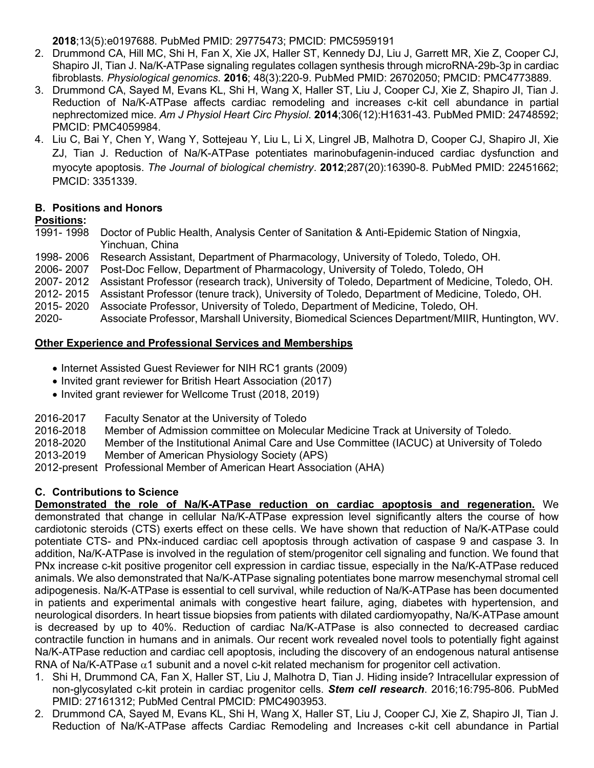**2018**;13(5):e0197688. PubMed PMID: 29775473; PMCID: PMC5959191

2. Drummond CA, Hill MC, Shi H, Fan X, Xie JX, Haller ST, Kennedy DJ, Liu J, Garrett MR, Xie Z, Cooper CJ, Shapiro JI, Tian J. Na/K-ATPase signaling regulates collagen synthesis through microRNA-29b-3p in cardiac fibroblasts. *Physiological genomics*. **2016**; 48(3):220-9. PubMed PMID: 26702050; PMCID: PMC4773889.
3. Drummond CA, Sayed M, Evans KL, Shi H, Wang X, Haller ST, Liu J, Cooper CJ, Xie Z, Shapiro JI, Tian J. Reduction of Na/K-ATPase affects cardiac remodeling and increases c-kit cell abundance in partial nephrectomized mice. *Am J Physiol Heart Circ Physiol*. **2014**;306(12):H1631-43. PubMed PMID: 24748592; PMCID: PMC4059984.
4. Liu C, Bai Y, Chen Y, Wang Y, Sottejeau Y, Liu L, Li X, Lingrel JB, Malhotra D, Cooper CJ, Shapiro JI, Xie ZJ, Tian J. Reduction of Na/K-ATPase potentiates marinobufagenin-induced cardiac dysfunction and myocyte apoptosis. *The Journal of biological chemistry*. **2012**;287(20):16390-8. PubMed PMID: 22451662; PMCID: 3351339.

## B. Positions and Honors

**Positions:**

1991- 1998 Doctor of Public Health, Analysis Center of Sanitation & Anti-Epidemic Station of Ningxia, Yinchuan, China
1998- 2006 Research Assistant, Department of Pharmacology, University of Toledo, Toledo, OH.
2006- 2007 Post-Doc Fellow, Department of Pharmacology, University of Toledo, Toledo, OH
2007- 2012 Assistant Professor (research track), University of Toledo, Department of Medicine, Toledo, OH.
2012- 2015 Assistant Professor (tenure track), University of Toledo, Department of Medicine, Toledo, OH.
2015- 2020 Associate Professor, University of Toledo, Department of Medicine, Toledo, OH.
2020- Associate Professor, Marshall University, Biomedical Sciences Department/MIIR, Huntington, WV.

**Other Experience and Professional Services and Memberships**

- Internet Assisted Guest Reviewer for NIH RC1 grants (2009)
- Invited grant reviewer for British Heart Association (2017)
- Invited grant reviewer for Wellcome Trust (2018, 2019)

2016-2017 Faculty Senator at the University of Toledo
2016-2018 Member of Admission committee on Molecular Medicine Track at University of Toledo.
2018-2020 Member of the Institutional Animal Care and Use Committee (IACUC) at University of Toledo
2013-2019 Member of American Physiology Society (APS)
2012-present Professional Member of American Heart Association (AHA)

## C. Contributions to Science

**Demonstrated the role of Na/K-ATPase reduction on cardiac apoptosis and regeneration.** We demonstrated that change in cellular Na/K-ATPase expression level significantly alters the course of how cardiotonic steroids (CTS) exerts effect on these cells. We have shown that reduction of Na/K-ATPase could potentiate CTS- and PNx-induced cardiac cell apoptosis through activation of caspase 9 and caspase 3. In addition, Na/K-ATPase is involved in the regulation of stem/progenitor cell signaling and function. We found that PNx increase c-kit positive progenitor cell expression in cardiac tissue, especially in the Na/K-ATPase reduced animals. We also demonstrated that Na/K-ATPase signaling potentiates bone marrow mesenchymal stromal cell adipogenesis. Na/K-ATPase is essential to cell survival, while reduction of Na/K-ATPase has been documented in patients and experimental animals with congestive heart failure, aging, diabetes with hypertension, and neurological disorders. In heart tissue biopsies from patients with dilated cardiomyopathy, Na/K-ATPase amount is decreased by up to 40%. Reduction of cardiac Na/K-ATPase is also connected to decreased cardiac contractile function in humans and in animals. Our recent work revealed novel tools to potentially fight against Na/K-ATPase reduction and cardiac cell apoptosis, including the discovery of an endogenous natural antisense RNA of Na/K-ATPase $\alpha$1 subunit and a novel c-kit related mechanism for progenitor cell activation.

1. Shi H, Drummond CA, Fan X, Haller ST, Liu J, Malhotra D, Tian J. Hiding inside? Intracellular expression of non-glycosylated c-kit protein in cardiac progenitor cells. ***Stem cell research***. 2016;16:795-806. PubMed PMID: 27161312; PubMed Central PMCID: PMC4903953.
2. Drummond CA, Sayed M, Evans KL, Shi H, Wang X, Haller ST, Liu J, Cooper CJ, Xie Z, Shapiro JI, Tian J. Reduction of Na/K-ATPase affects Cardiac Remodeling and Increases c-kit cell abundance in Partial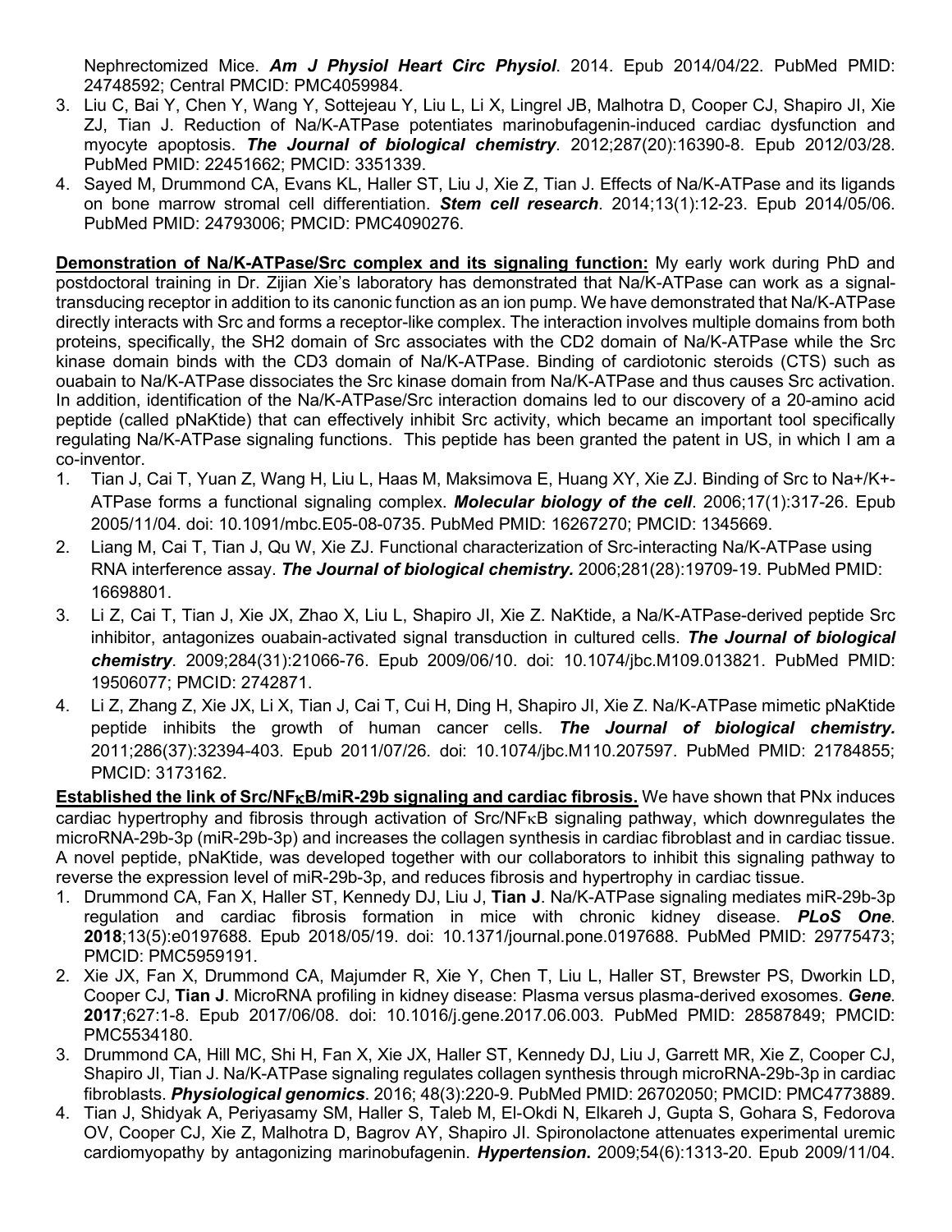Nephrectomized Mice. ***Am J Physiol Heart Circ Physiol***. 2014. Epub 2014/04/22. PubMed PMID: 24748592; Central PMCID: PMC4059984.

3. Liu C, Bai Y, Chen Y, Wang Y, Sottejeau Y, Liu L, Li X, Lingrel JB, Malhotra D, Cooper CJ, Shapiro JI, Xie ZJ, Tian J. Reduction of Na/K-ATPase potentiates marinobufagenin-induced cardiac dysfunction and myocyte apoptosis. ***The Journal of biological chemistry***. 2012;287(20):16390-8. Epub 2012/03/28. PubMed PMID: 22451662; PMCID: 3351339.
4. Sayed M, Drummond CA, Evans KL, Haller ST, Liu J, Xie Z, Tian J. Effects of Na/K-ATPase and its ligands on bone marrow stromal cell differentiation. ***Stem cell research***. 2014;13(1):12-23. Epub 2014/05/06. PubMed PMID: 24793006; PMCID: PMC4090276.

**Demonstration of Na/K-ATPase/Src complex and its signaling function:** My early work during PhD and postdoctoral training in Dr. Zijian Xie's laboratory has demonstrated that Na/K-ATPase can work as a signal-transducing receptor in addition to its canonic function as an ion pump. We have demonstrated that Na/K-ATPase directly interacts with Src and forms a receptor-like complex. The interaction involves multiple domains from both proteins, specifically, the SH2 domain of Src associates with the CD2 domain of Na/K-ATPase while the Src kinase domain binds with the CD3 domain of Na/K-ATPase. Binding of cardiotonic steroids (CTS) such as ouabain to Na/K-ATPase dissociates the Src kinase domain from Na/K-ATPase and thus causes Src activation. In addition, identification of the Na/K-ATPase/Src interaction domains led to our discovery of a 20-amino acid peptide (called pNaKtide) that can effectively inhibit Src activity, which became an important tool specifically regulating Na/K-ATPase signaling functions. This peptide has been granted the patent in US, in which I am a co-inventor.

1. Tian J, Cai T, Yuan Z, Wang H, Liu L, Haas M, Maksimova E, Huang XY, Xie ZJ. Binding of Src to Na+/K+-ATPase forms a functional signaling complex. ***Molecular biology of the cell***. 2006;17(1):317-26. Epub 2005/11/04. doi: 10.1091/mbc.E05-08-0735. PubMed PMID: 16267270; PMCID: 1345669.
2. Liang M, Cai T, Tian J, Qu W, Xie ZJ. Functional characterization of Src-interacting Na/K-ATPase using RNA interference assay. ***The Journal of biological chemistry.*** 2006;281(28):19709-19. PubMed PMID: 16698801.
3. Li Z, Cai T, Tian J, Xie JX, Zhao X, Liu L, Shapiro JI, Xie Z. NaKtide, a Na/K-ATPase-derived peptide Src inhibitor, antagonizes ouabain-activated signal transduction in cultured cells. ***The Journal of biological chemistry***. 2009;284(31):21066-76. Epub 2009/06/10. doi: 10.1074/jbc.M109.013821. PubMed PMID: 19506077; PMCID: 2742871.
4. Li Z, Zhang Z, Xie JX, Li X, Tian J, Cai T, Cui H, Ding H, Shapiro JI, Xie Z. Na/K-ATPase mimetic pNaKtide peptide inhibits the growth of human cancer cells. ***The Journal of biological chemistry.*** 2011;286(37):32394-403. Epub 2011/07/26. doi: 10.1074/jbc.M110.207597. PubMed PMID: 21784855; PMCID: 3173162.

**Established the link of Src/NFκB/miR-29b signaling and cardiac fibrosis.** We have shown that PNx induces cardiac hypertrophy and fibrosis through activation of Src/NFκB signaling pathway, which downregulates the microRNA-29b-3p (miR-29b-3p) and increases the collagen synthesis in cardiac fibroblast and in cardiac tissue. A novel peptide, pNaKtide, was developed together with our collaborators to inhibit this signaling pathway to reverse the expression level of miR-29b-3p, and reduces fibrosis and hypertrophy in cardiac tissue.

1. Drummond CA, Fan X, Haller ST, Kennedy DJ, Liu J, **Tian J**. Na/K-ATPase signaling mediates miR-29b-3p regulation and cardiac fibrosis formation in mice with chronic kidney disease. ***PLoS One***. **2018**;13(5):e0197688. Epub 2018/05/19. doi: 10.1371/journal.pone.0197688. PubMed PMID: 29775473; PMCID: PMC5959191.
2. Xie JX, Fan X, Drummond CA, Majumder R, Xie Y, Chen T, Liu L, Haller ST, Brewster PS, Dworkin LD, Cooper CJ, **Tian J**. MicroRNA profiling in kidney disease: Plasma versus plasma-derived exosomes. ***Gene***. **2017**;627:1-8. Epub 2017/06/08. doi: 10.1016/j.gene.2017.06.003. PubMed PMID: 28587849; PMCID: PMC5534180.
3. Drummond CA, Hill MC, Shi H, Fan X, Xie JX, Haller ST, Kennedy DJ, Liu J, Garrett MR, Xie Z, Cooper CJ, Shapiro JI, Tian J. Na/K-ATPase signaling regulates collagen synthesis through microRNA-29b-3p in cardiac fibroblasts. ***Physiological genomics***. 2016; 48(3):220-9. PubMed PMID: 26702050; PMCID: PMC4773889.
4. Tian J, Shidyak A, Periyasamy SM, Haller S, Taleb M, El-Okdi N, Elkareh J, Gupta S, Gohara S, Fedorova OV, Cooper CJ, Xie Z, Malhotra D, Bagrov AY, Shapiro JI. Spironolactone attenuates experimental uremic cardiomyopathy by antagonizing marinobufagenin. ***Hypertension***. 2009;54(6):1313-20. Epub 2009/11/04.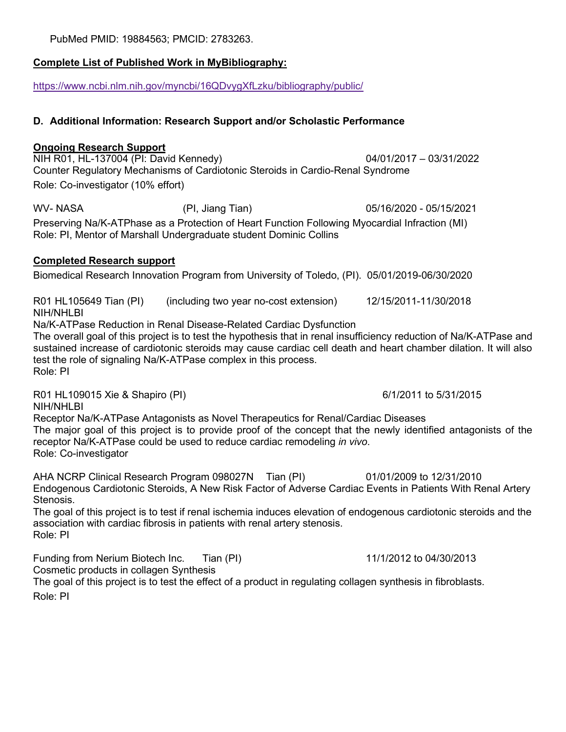PubMed PMID: 19884563; PMCID: 2783263.

**Complete List of Published Work in MyBibliography:**

https://www.ncbi.nlm.nih.gov/myncbi/16QDvygXfLzku/bibliography/public/

### D. Additional Information: Research Support and/or Scholastic Performance

**Ongoing Research Support**

NIH R01, HL-137004 (PI: David Kennedy) 04/01/2017 – 03/31/2022
Counter Regulatory Mechanisms of Cardiotonic Steroids in Cardio-Renal Syndrome
Role: Co-investigator (10% effort)

WV- NASA (PI, Jiang Tian) 05/16/2020 - 05/15/2021
Preserving Na/K-ATPhase as a Protection of Heart Function Following Myocardial Infraction (MI)
Role: PI, Mentor of Marshall Undergraduate student Dominic Collins

**Completed Research support**

Biomedical Research Innovation Program from University of Toledo, (PI). 05/01/2019-06/30/2020

R01 HL105649 Tian (PI) (including two year no-cost extension) 12/15/2011-11/30/2018
NIH/NHLBI
Na/K-ATPase Reduction in Renal Disease-Related Cardiac Dysfunction
The overall goal of this project is to test the hypothesis that in renal insufficiency reduction of Na/K-ATPase and sustained increase of cardiotonic steroids may cause cardiac cell death and heart chamber dilation. It will also test the role of signaling Na/K-ATPase complex in this process.
Role: PI

R01 HL109015 Xie & Shapiro (PI) 6/1/2011 to 5/31/2015
NIH/NHLBI
Receptor Na/K-ATPase Antagonists as Novel Therapeutics for Renal/Cardiac Diseases
The major goal of this project is to provide proof of the concept that the newly identified antagonists of the receptor Na/K-ATPase could be used to reduce cardiac remodeling *in vivo*.
Role: Co-investigator

AHA NCRP Clinical Research Program 098027N Tian (PI) 01/01/2009 to 12/31/2010
Endogenous Cardiotonic Steroids, A New Risk Factor of Adverse Cardiac Events in Patients With Renal Artery Stenosis.
The goal of this project is to test if renal ischemia induces elevation of endogenous cardiotonic steroids and the association with cardiac fibrosis in patients with renal artery stenosis.
Role: PI

Funding from Nerium Biotech Inc. Tian (PI) 11/1/2012 to 04/30/2013
Cosmetic products in collagen Synthesis
The goal of this project is to test the effect of a product in regulating collagen synthesis in fibroblasts.
Role: PI